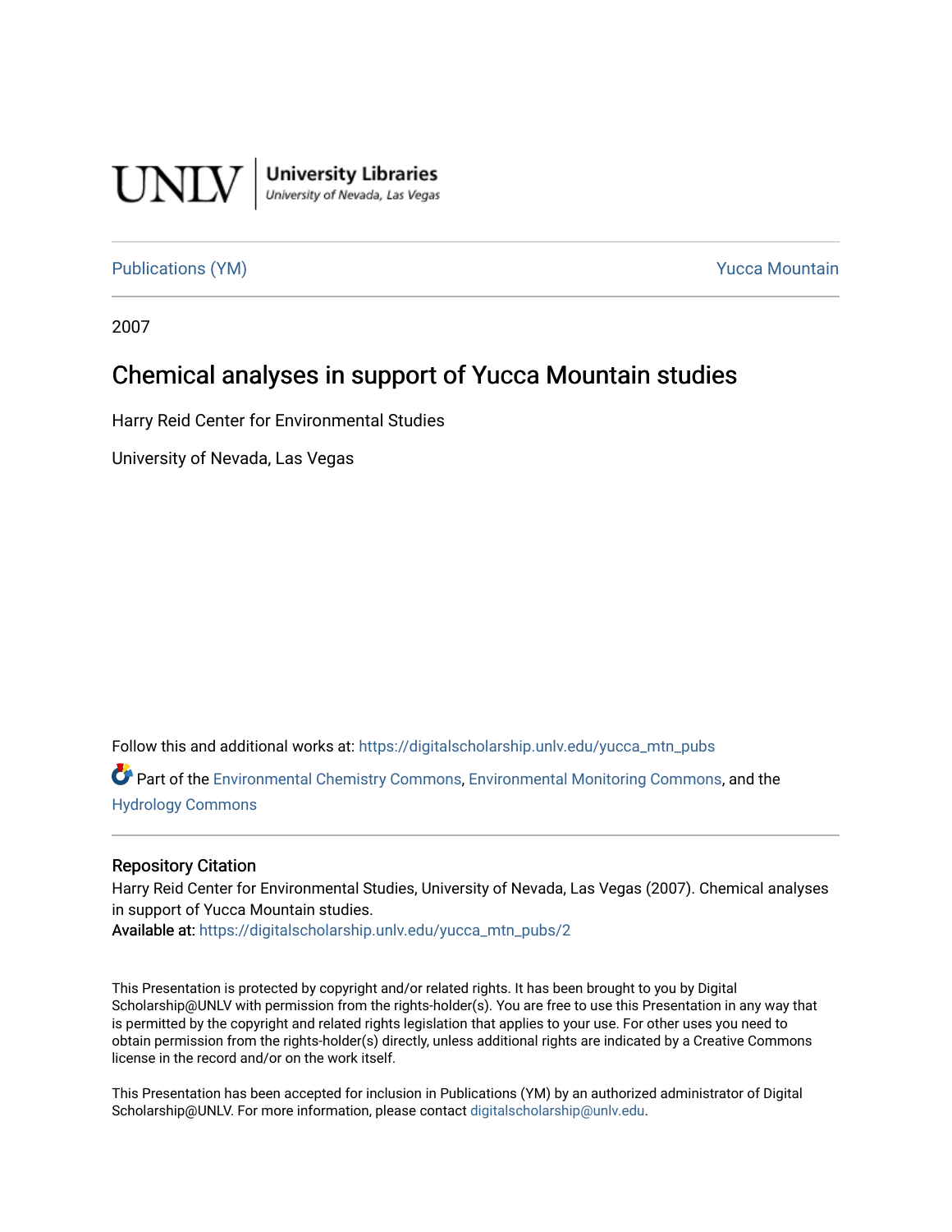UNLV | University Libraries
University of Nevada, Las Vegas

Publications (YM) Yucca Mountain

2007

# Chemical analyses in support of Yucca Mountain studies

Harry Reid Center for Environmental Studies

University of Nevada, Las Vegas

Follow this and additional works at: https://digitalscholarship.unlv.edu/yucca_mtn_pubs

Part of the Environmental Chemistry Commons, Environmental Monitoring Commons, and the Hydrology Commons

## Repository Citation

Harry Reid Center for Environmental Studies, University of Nevada, Las Vegas (2007). Chemical analyses in support of Yucca Mountain studies.

**Available at:** https://digitalscholarship.unlv.edu/yucca_mtn_pubs/2

This Presentation is protected by copyright and/or related rights. It has been brought to you by Digital Scholarship@UNLV with permission from the rights-holder(s). You are free to use this Presentation in any way that is permitted by the copyright and related rights legislation that applies to your use. For other uses you need to obtain permission from the rights-holder(s) directly, unless additional rights are indicated by a Creative Commons license in the record and/or on the work itself.

This Presentation has been accepted for inclusion in Publications (YM) by an authorized administrator of Digital Scholarship@UNLV. For more information, please contact digitalscholarship@unlv.edu.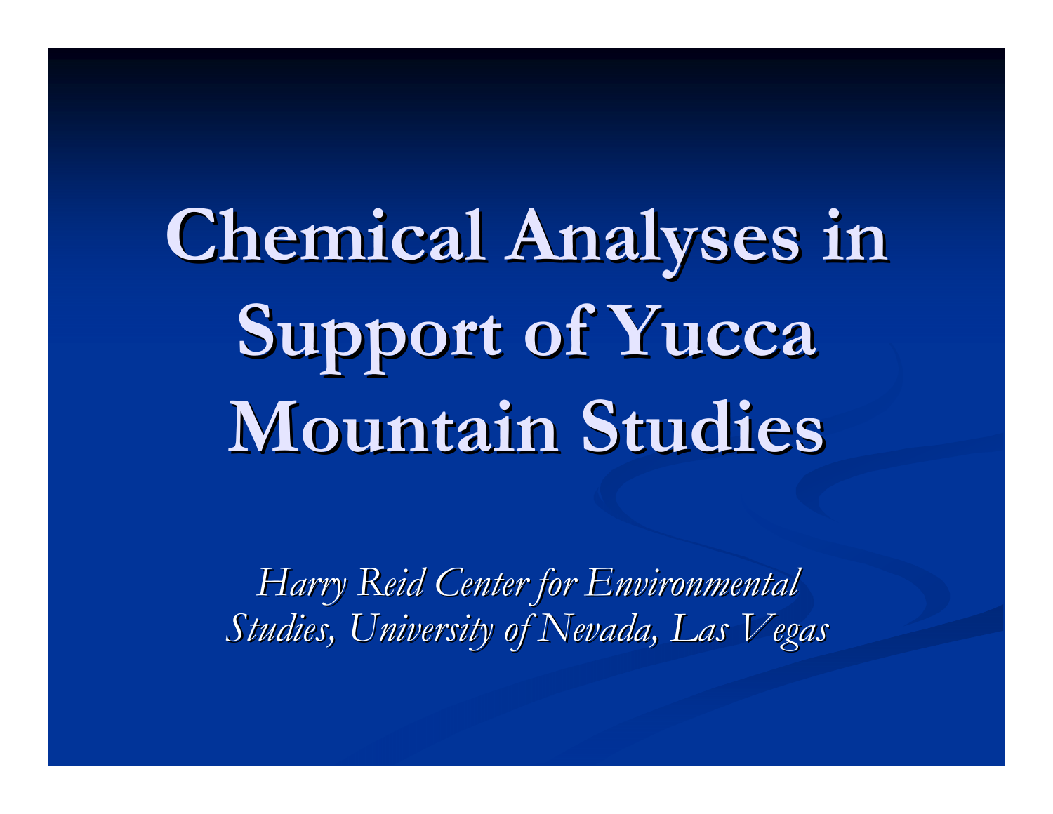# Chemical Analyses in Support of Yucca Mountain Studies

*Harry Reid Center for Environmental Studies, University of Nevada, Las Vegas*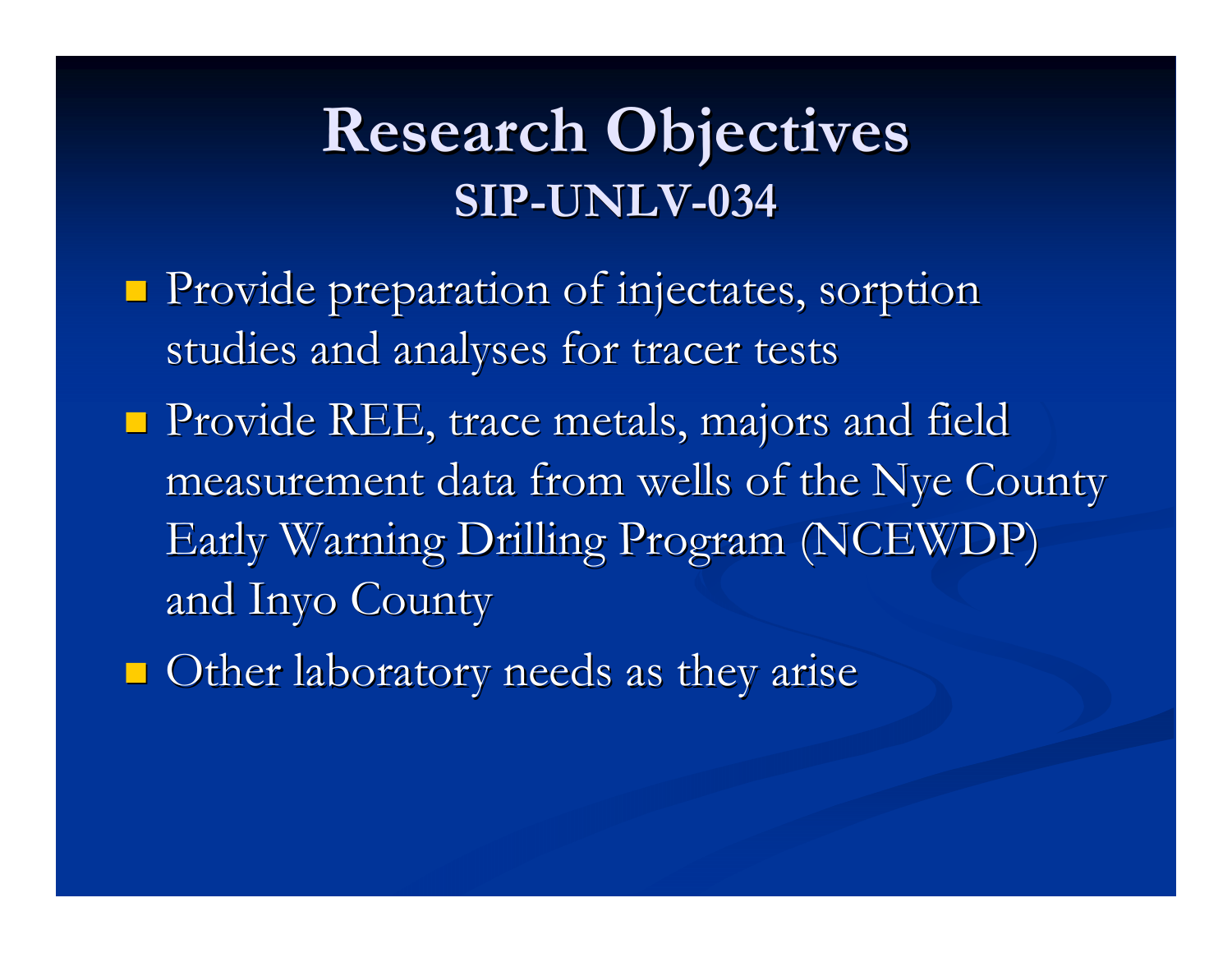# Research Objectives
## SIP-UNLV-034

- Provide preparation of injectates, sorption studies and analyses for tracer tests
- Provide REE, trace metals, majors and field measurement data from wells of the Nye County Early Warning Drilling Program (NCEWDP) and Inyo County
- Other laboratory needs as they arise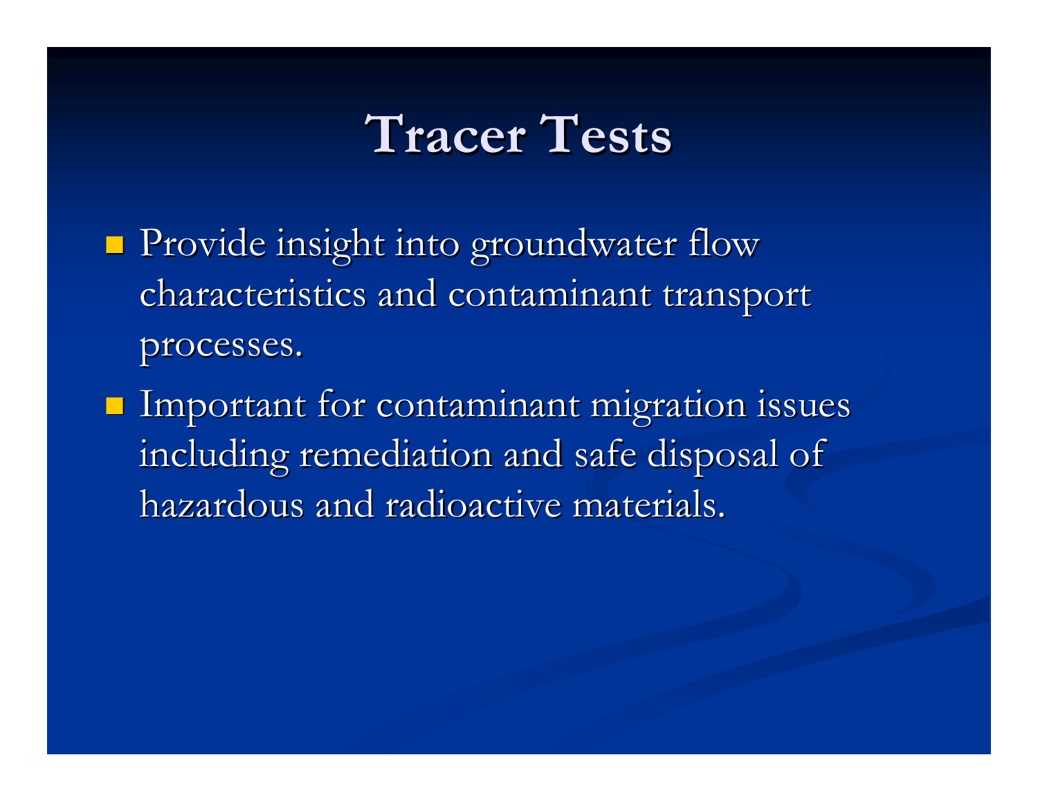# Tracer Tests

- Provide insight into groundwater flow characteristics and contaminant transport processes.
- Important for contaminant migration issues including remediation and safe disposal of hazardous and radioactive materials.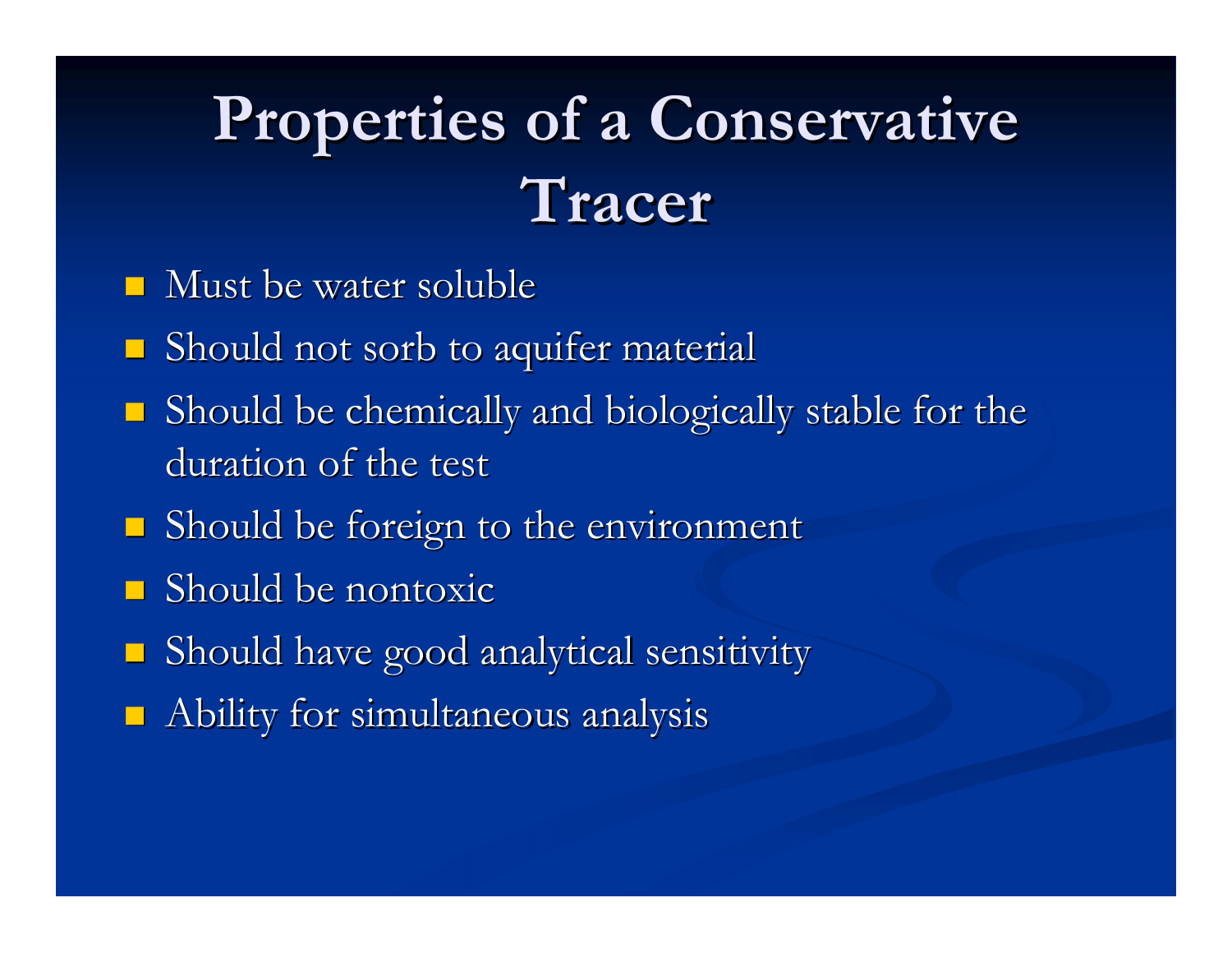# Properties of a Conservative Tracer

- Must be water soluble
- Should not sorb to aquifer material
- Should be chemically and biologically stable for the duration of the test
- Should be foreign to the environment
- Should be nontoxic
- Should have good analytical sensitivity
- Ability for simultaneous analysis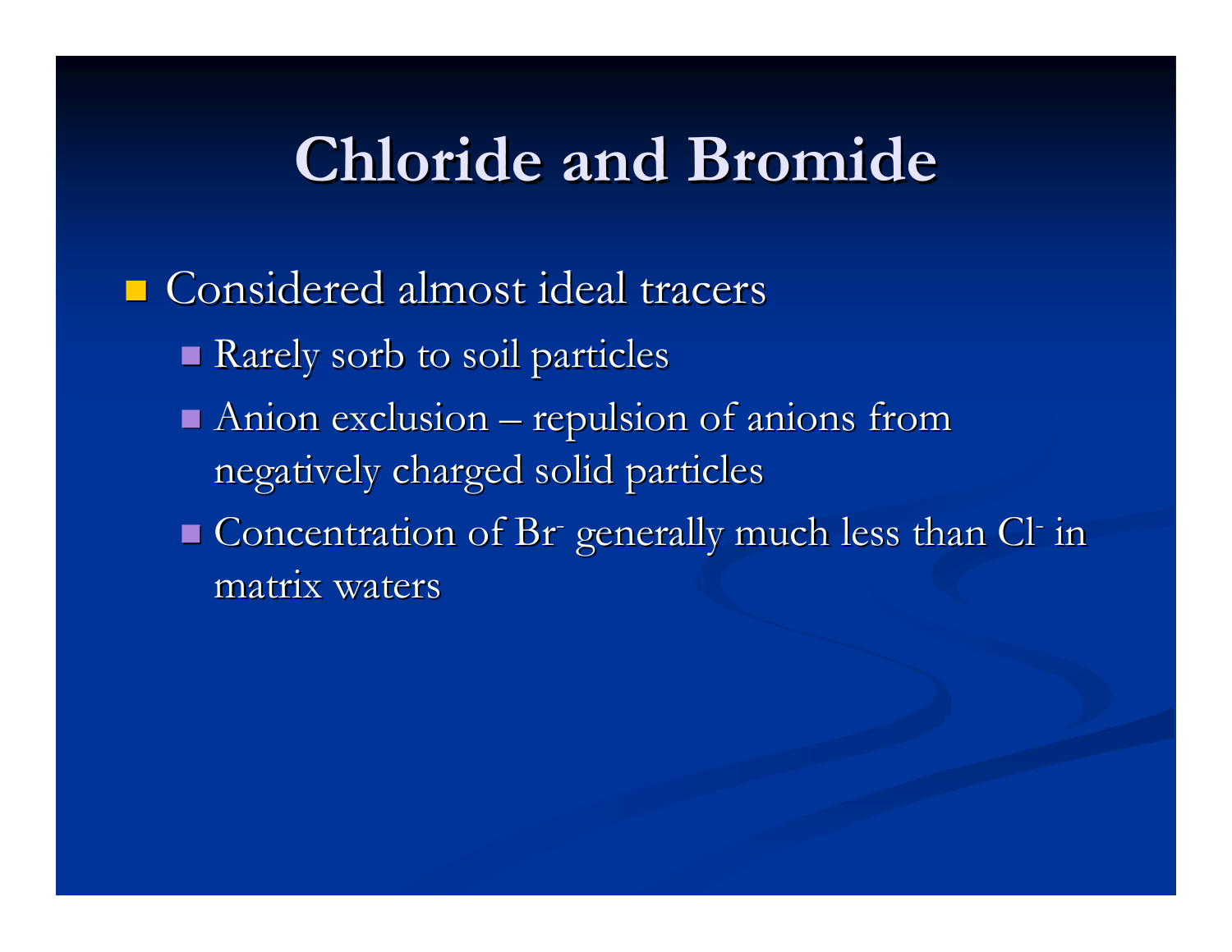# Chloride and Bromide

- Considered almost ideal tracers
  - Rarely sorb to soil particles
  - Anion exclusion – repulsion of anions from negatively charged solid particles
  - Concentration of $Br^-$ generally much less than $Cl^-$ in matrix waters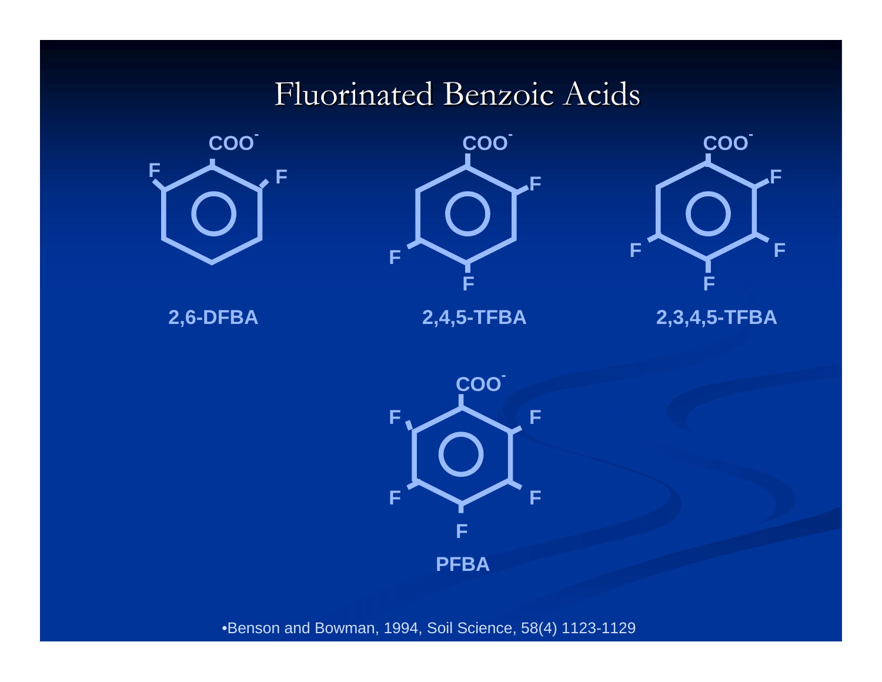# Fluorinated Benzoic Acids

$COO^-$

F F

2,6-DFBA

$COO^-$

F F F

2,4,5-TFBA

$COO^-$

F F F F

2,3,4,5-TFBA

$COO^-$

F F F F F

PFBA

•Benson and Bowman, 1994, Soil Science, 58(4) 1123-1129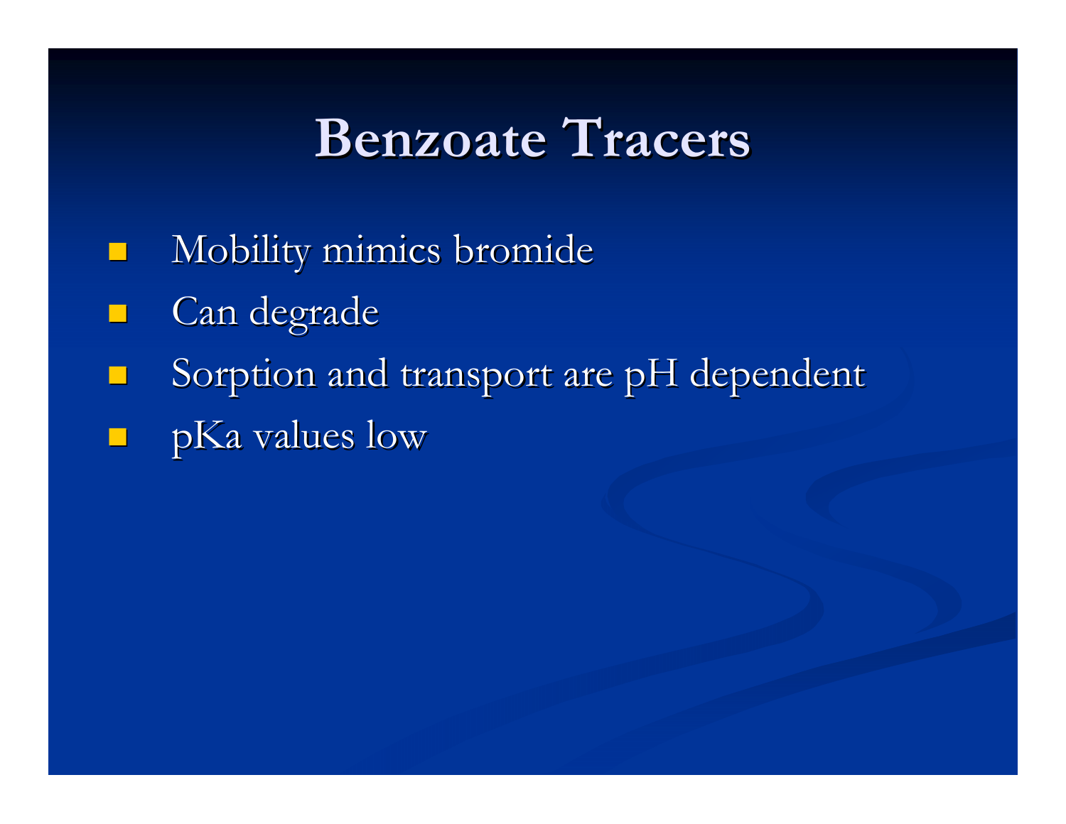# Benzoate Tracers

- Mobility mimics bromide
- Can degrade
- Sorption and transport are pH dependent
- pKa values low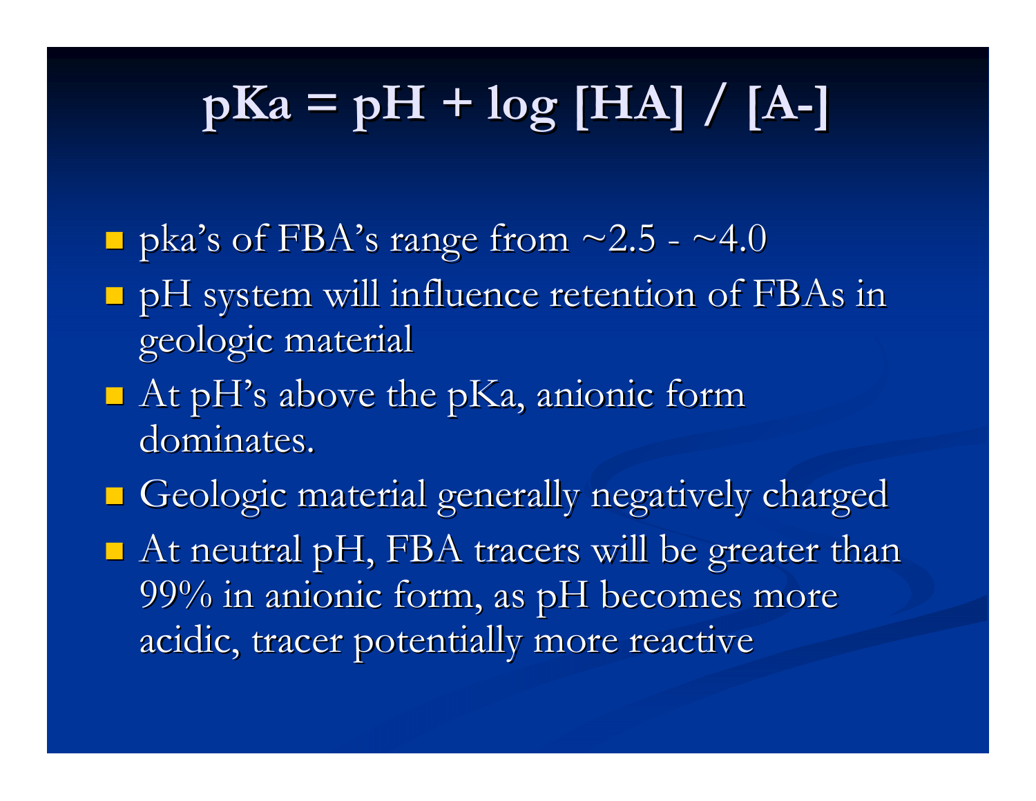# $pKa = pH + \log [HA] / [A^-]$

- pka's of FBA's range from ~2.5 - ~4.0
- pH system will influence retention of FBAs in geologic material
- At pH's above the pKa, anionic form dominates.
- Geologic material generally negatively charged
- At neutral pH, FBA tracers will be greater than 99% in anionic form, as pH becomes more acidic, tracer potentially more reactive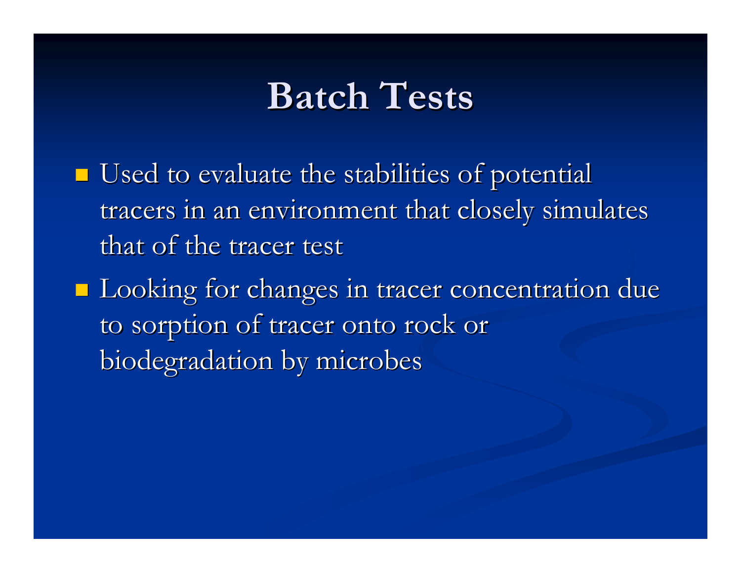# Batch Tests

- Used to evaluate the stabilities of potential tracers in an environment that closely simulates that of the tracer test
- Looking for changes in tracer concentration due to sorption of tracer onto rock or biodegradation by microbes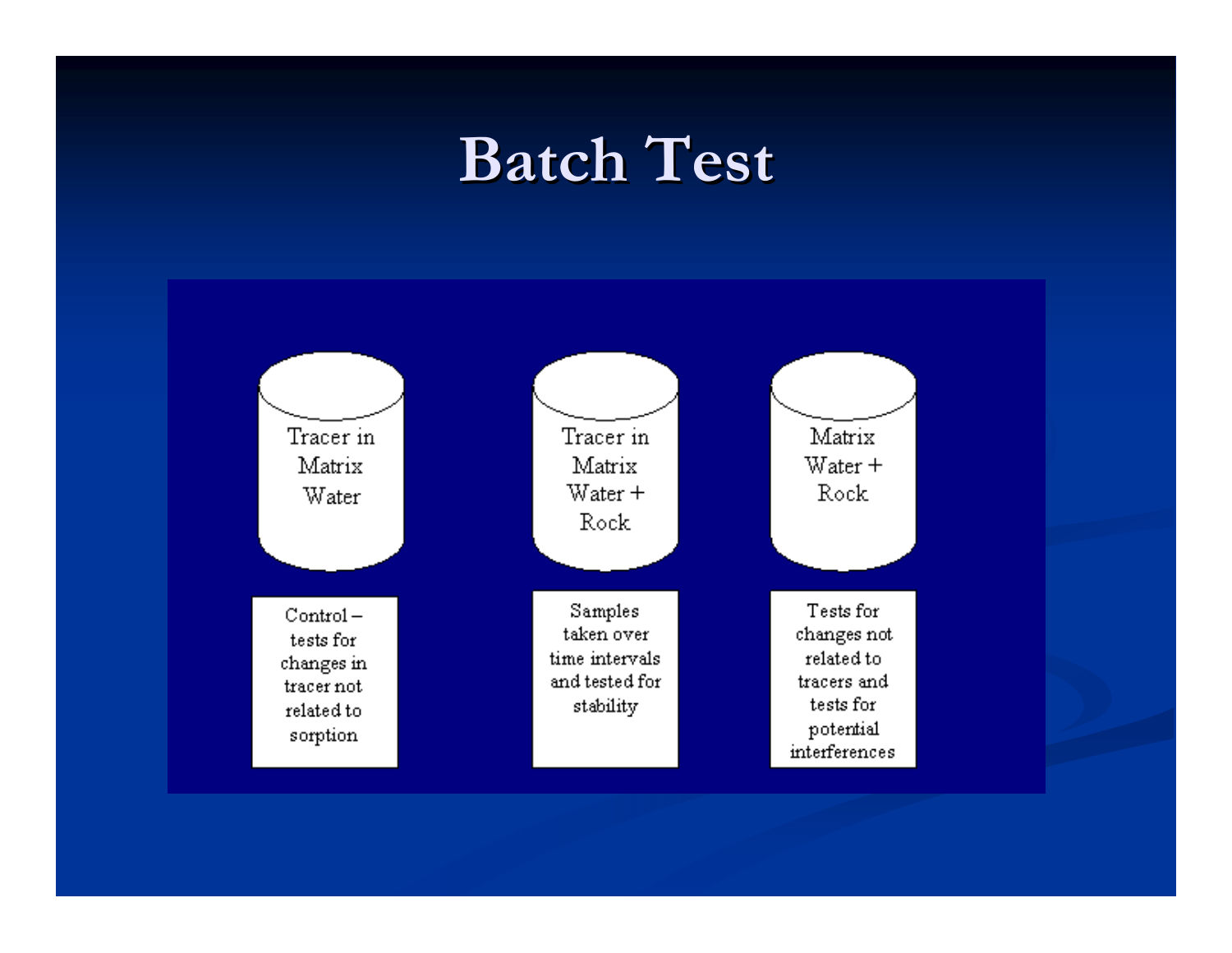# Batch Test

| Tracer in Matrix Water | Tracer in Matrix Water + Rock | Matrix Water + Rock |
| --- | --- | --- |
| Control – tests for changes in tracer not related to sorption | Samples taken over time intervals and tested for stability | Tests for changes not related to tracers and tests for potential interferences |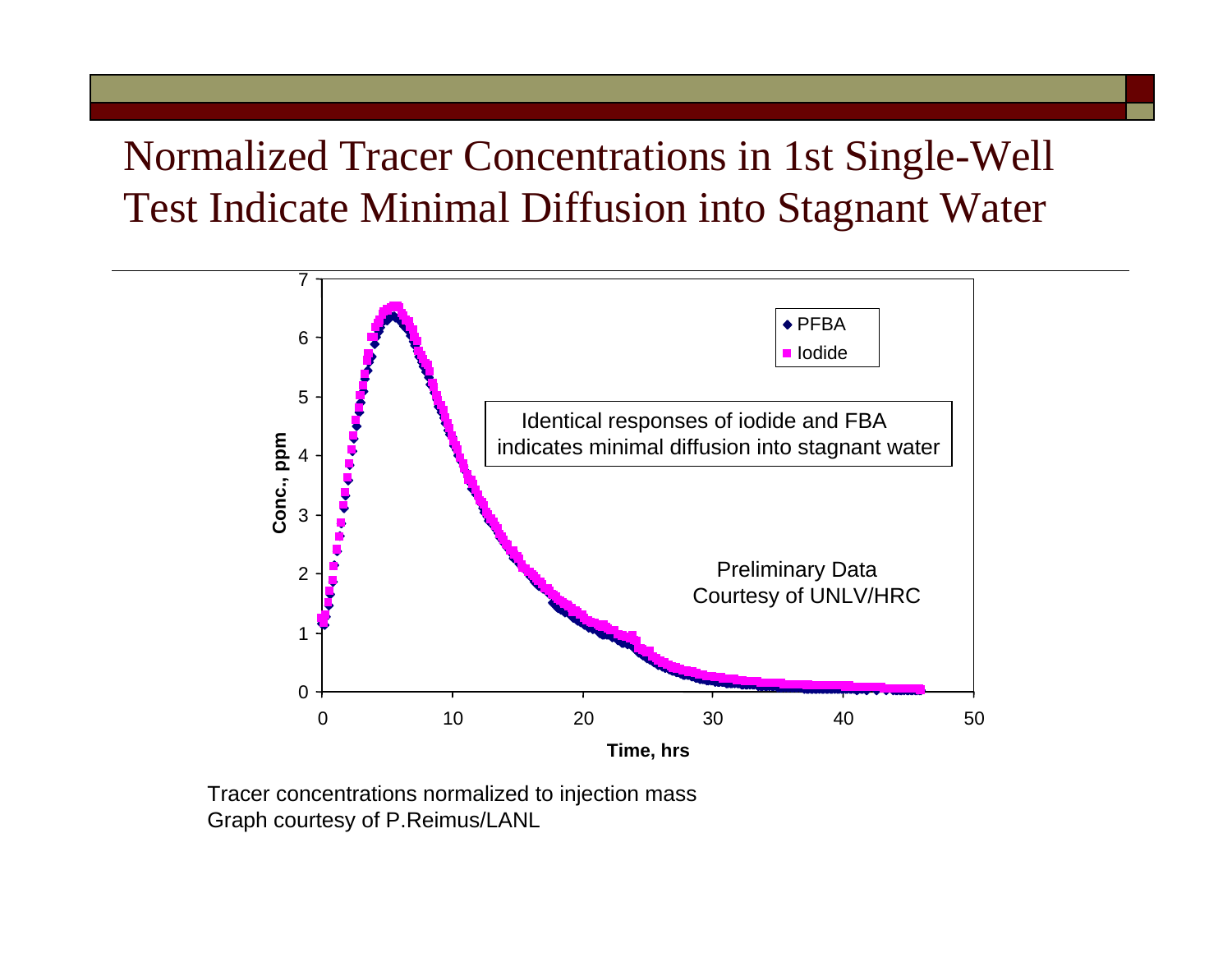# Normalized Tracer Concentrations in 1st Single-Well Test Indicate Minimal Diffusion into Stagnant Water

Identical responses of iodide and FBA indicates minimal diffusion into stagnant water

Preliminary Data
Courtesy of UNLV/HRC

Legend: PFBA, Iodide

Conc., ppm (0–7) vs. Time, hrs (0–50)

Tracer concentrations normalized to injection mass
Graph courtesy of P.Reimus/LANL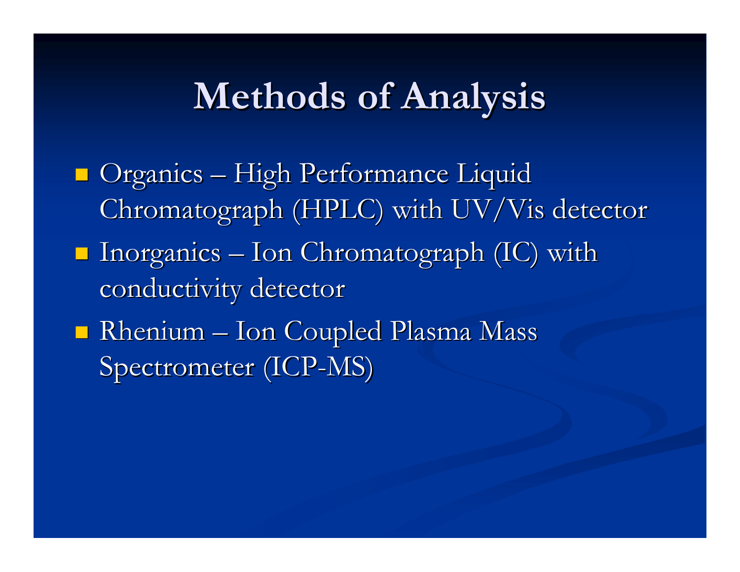# Methods of Analysis

- Organics – High Performance Liquid Chromatograph (HPLC) with UV/Vis detector
- Inorganics – Ion Chromatograph (IC) with conductivity detector
- Rhenium – Ion Coupled Plasma Mass Spectrometer (ICP-MS)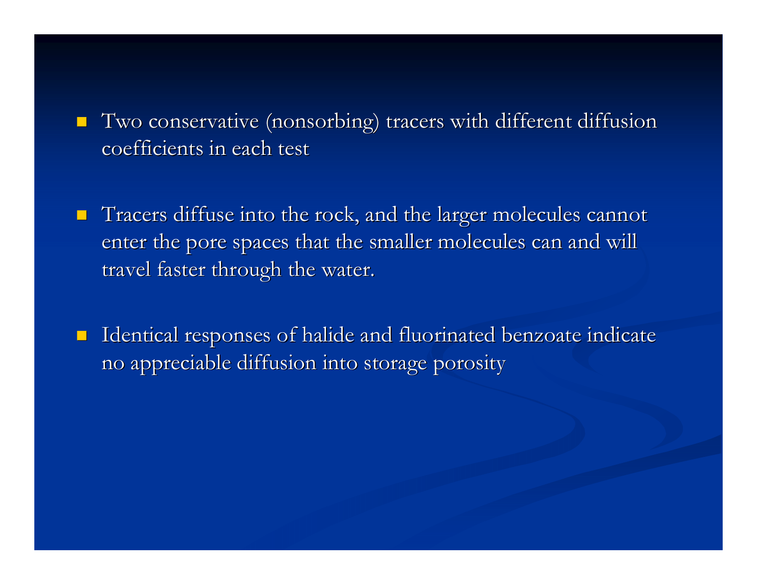- Two conservative (nonsorbing) tracers with different diffusion coefficients in each test

- Tracers diffuse into the rock, and the larger molecules cannot enter the pore spaces that the smaller molecules can and will travel faster through the water.

- Identical responses of halide and fluorinated benzoate indicate no appreciable diffusion into storage porosity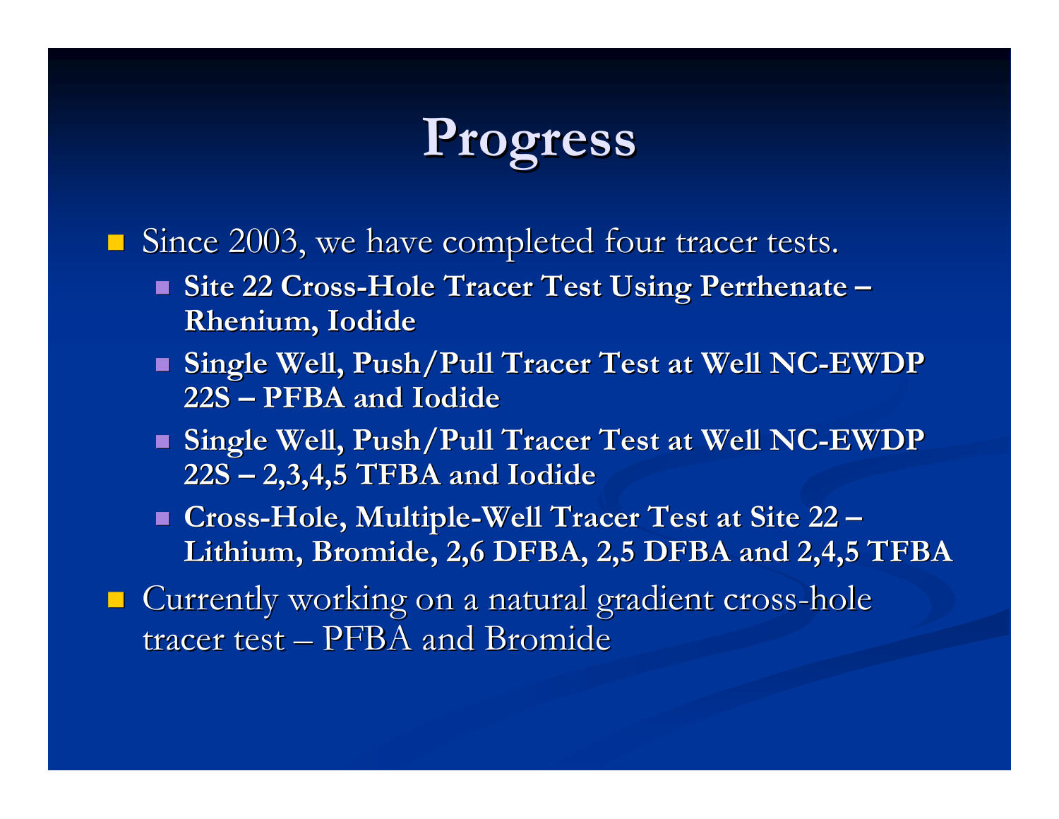# Progress

- Since 2003, we have completed four tracer tests.
  - **Site 22 Cross-Hole Tracer Test Using Perrhenate – Rhenium, Iodide**
  - **Single Well, Push/Pull Tracer Test at Well NC-EWDP 22S – PFBA and Iodide**
  - **Single Well, Push/Pull Tracer Test at Well NC-EWDP 22S – 2,3,4,5 TFBA and Iodide**
  - **Cross-Hole, Multiple-Well Tracer Test at Site 22 – Lithium, Bromide, 2,6 DFBA, 2,5 DFBA and 2,4,5 TFBA**
- Currently working on a natural gradient cross-hole tracer test – PFBA and Bromide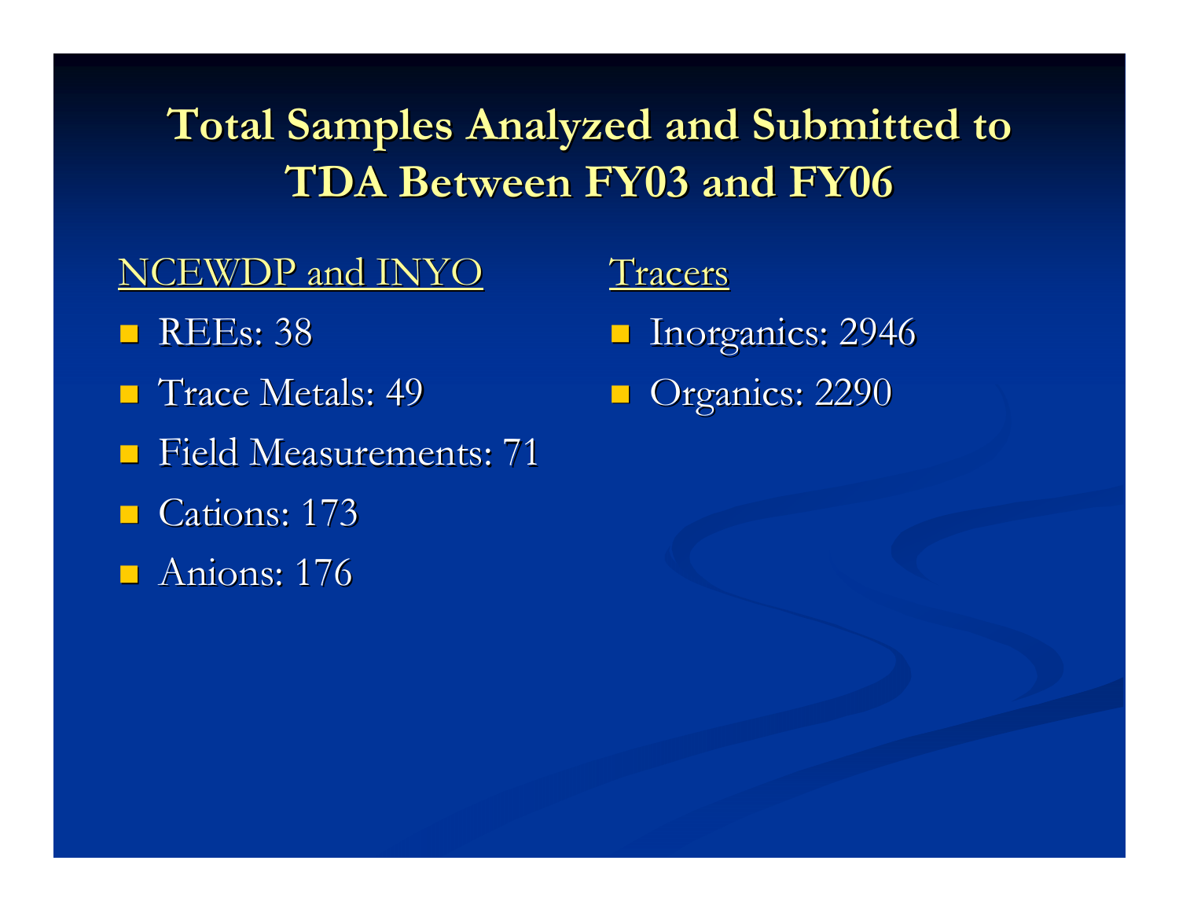# Total Samples Analyzed and Submitted to TDA Between FY03 and FY06

NCEWDP and INYO

- REEs: 38
- Trace Metals: 49
- Field Measurements: 71
- Cations: 173
- Anions: 176

Tracers

- Inorganics: 2946
- Organics: 2290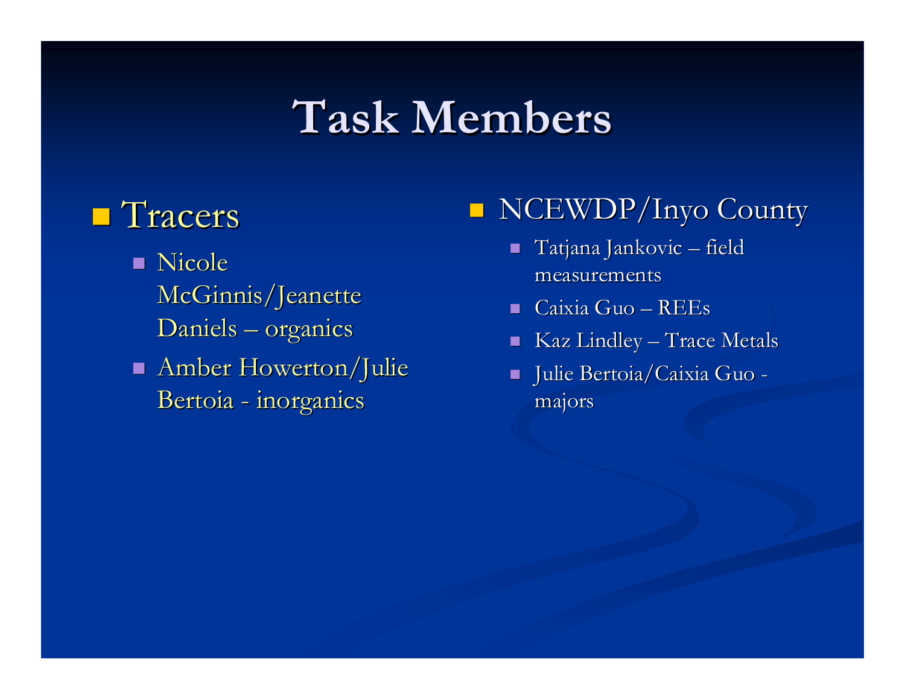# Task Members

- Tracers
  - Nicole McGinnis/Jeanette Daniels – organics
  - Amber Howerton/Julie Bertoia - inorganics

- NCEWDP/Inyo County
  - Tatjana Jankovic – field measurements
  - Caixia Guo – REEs
  - Kaz Lindley – Trace Metals
  - Julie Bertoia/Caixia Guo - majors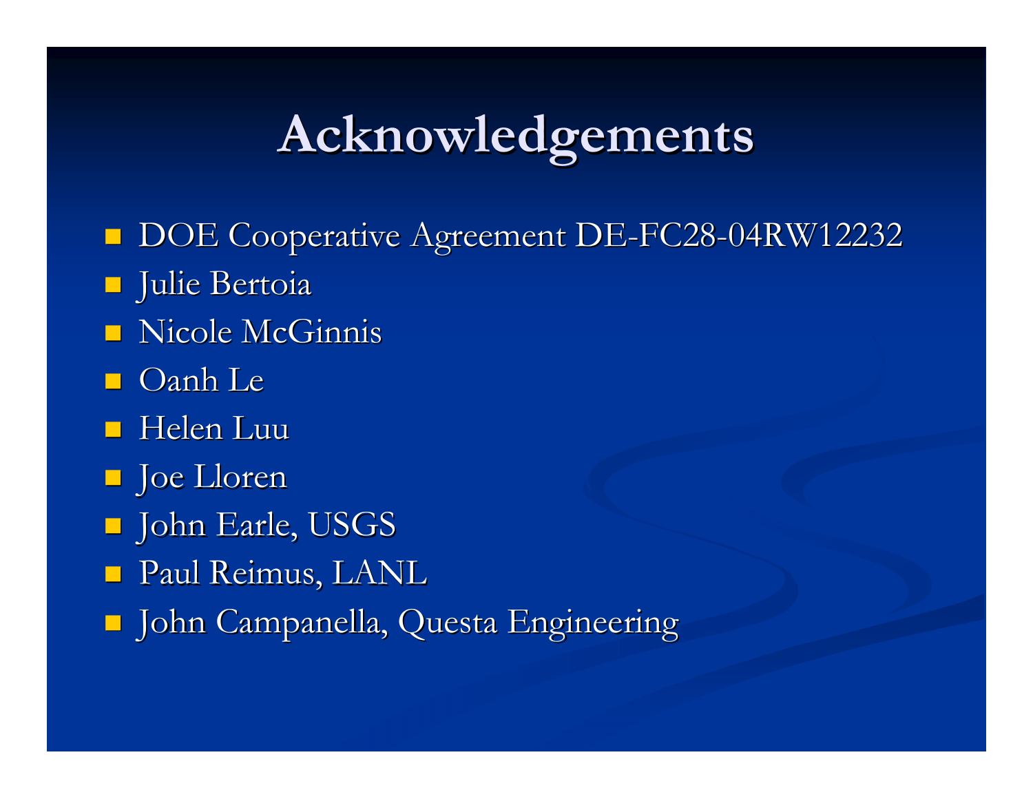# Acknowledgements

- DOE Cooperative Agreement DE-FC28-04RW12232
- Julie Bertoia
- Nicole McGinnis
- Oanh Le
- Helen Luu
- Joe Lloren
- John Earle, USGS
- Paul Reimus, LANL
- John Campanella, Questa Engineering